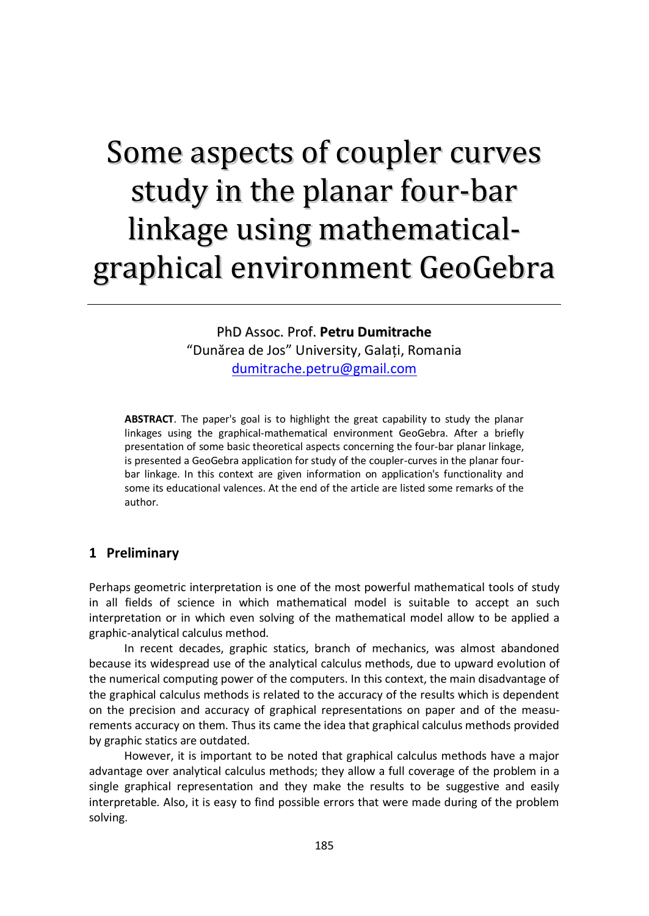# Some aspects of coupler curves study in the planar four-bar linkage using mathematical-graphical environment GeoGebra

PhD Assoc. Prof. **Petru Dumitrache**
"Dunărea de Jos" University, Galați, Romania
dumitrache.petru@gmail.com

**ABSTRACT**. The paper's goal is to highlight the great capability to study the planar linkages using the graphical-mathematical environment GeoGebra. After a briefly presentation of some basic theoretical aspects concerning the four-bar planar linkage, is presented a GeoGebra application for study of the coupler-curves in the planar four-bar linkage. In this context are given information on application's functionality and some its educational valences. At the end of the article are listed some remarks of the author.

## 1 Preliminary

Perhaps geometric interpretation is one of the most powerful mathematical tools of study in all fields of science in which mathematical model is suitable to accept an such interpretation or in which even solving of the mathematical model allow to be applied a graphic-analytical calculus method.

In recent decades, graphic statics, branch of mechanics, was almost abandoned because its widespread use of the analytical calculus methods, due to upward evolution of the numerical computing power of the computers. In this context, the main disadvantage of the graphical calculus methods is related to the accuracy of the results which is dependent on the precision and accuracy of graphical representations on paper and of the measurements accuracy on them. Thus its came the idea that graphical calculus methods provided by graphic statics are outdated.

However, it is important to be noted that graphical calculus methods have a major advantage over analytical calculus methods; they allow a full coverage of the problem in a single graphical representation and they make the results to be suggestive and easily interpretable. Also, it is easy to find possible errors that were made during of the problem solving.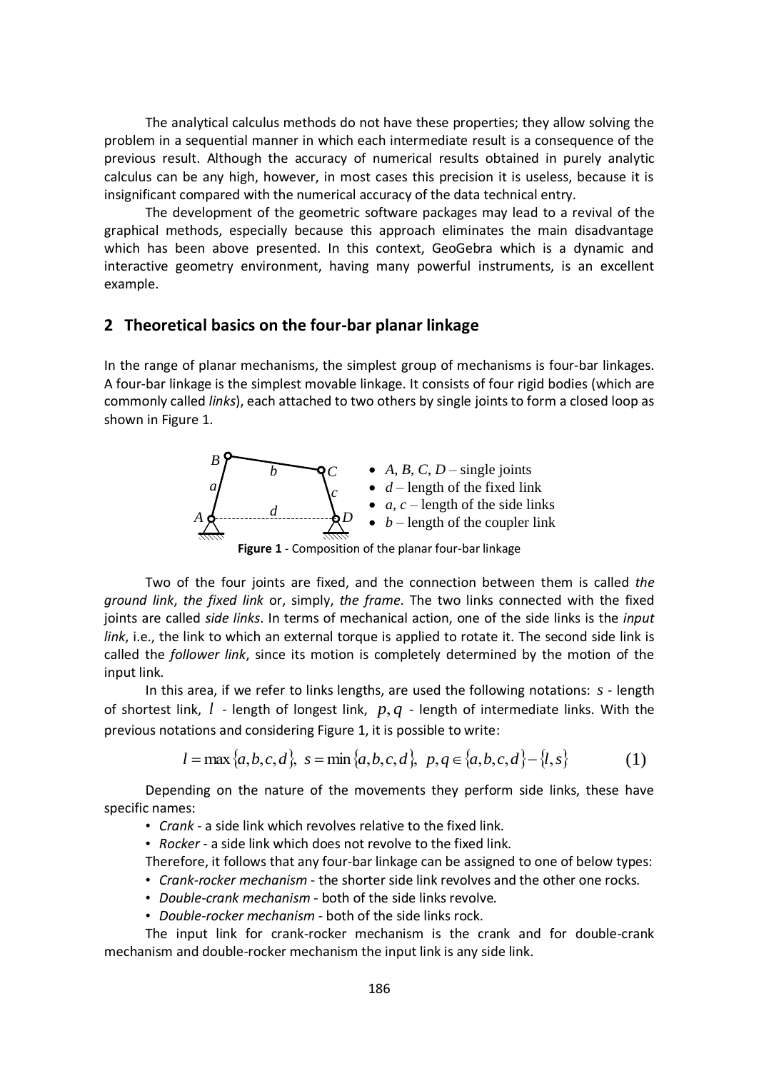The analytical calculus methods do not have these properties; they allow solving the problem in a sequential manner in which each intermediate result is a consequence of the previous result. Although the accuracy of numerical results obtained in purely analytic calculus can be any high, however, in most cases this precision it is useless, because it is insignificant compared with the numerical accuracy of the data technical entry.

The development of the geometric software packages may lead to a revival of the graphical methods, especially because this approach eliminates the main disadvantage which has been above presented. In this context, GeoGebra which is a dynamic and interactive geometry environment, having many powerful instruments, is an excellent example.

## 2 Theoretical basics on the four-bar planar linkage

In the range of planar mechanisms, the simplest group of mechanisms is four-bar linkages. A four-bar linkage is the simplest movable linkage. It consists of four rigid bodies (which are commonly called *links*), each attached to two others by single joints to form a closed loop as shown in Figure 1.

- $A$, $B$, $C$, $D$ – single joints
- $d$ – length of the fixed link
- $a$, $c$ – length of the side links
- $b$ – length of the coupler link

**Figure 1** - Composition of the planar four-bar linkage

Two of the four joints are fixed, and the connection between them is called *the ground link*, *the fixed link* or, simply, *the frame*. The two links connected with the fixed joints are called *side links*. In terms of mechanical action, one of the side links is the *input link*, i.e., the link to which an external torque is applied to rotate it. The second side link is called the *follower link*, since its motion is completely determined by the motion of the input link.

In this area, if we refer to links lengths, are used the following notations: $s$ - length of shortest link, $l$ - length of longest link, $p, q$ - length of intermediate links. With the previous notations and considering Figure 1, it is possible to write:

$$l = \max\{a,b,c,d\},\ s = \min\{a,b,c,d\},\ p,q \in \{a,b,c,d\} - \{l,s\} \tag{1}$$

Depending on the nature of the movements they perform side links, these have specific names:

- *Crank* - a side link which revolves relative to the fixed link.
- *Rocker* - a side link which does not revolve to the fixed link.

Therefore, it follows that any four-bar linkage can be assigned to one of below types:

- *Crank-rocker mechanism* - the shorter side link revolves and the other one rocks.
- *Double-crank mechanism* - both of the side links revolve.
- *Double-rocker mechanism* - both of the side links rock.

The input link for crank-rocker mechanism is the crank and for double-crank mechanism and double-rocker mechanism the input link is any side link.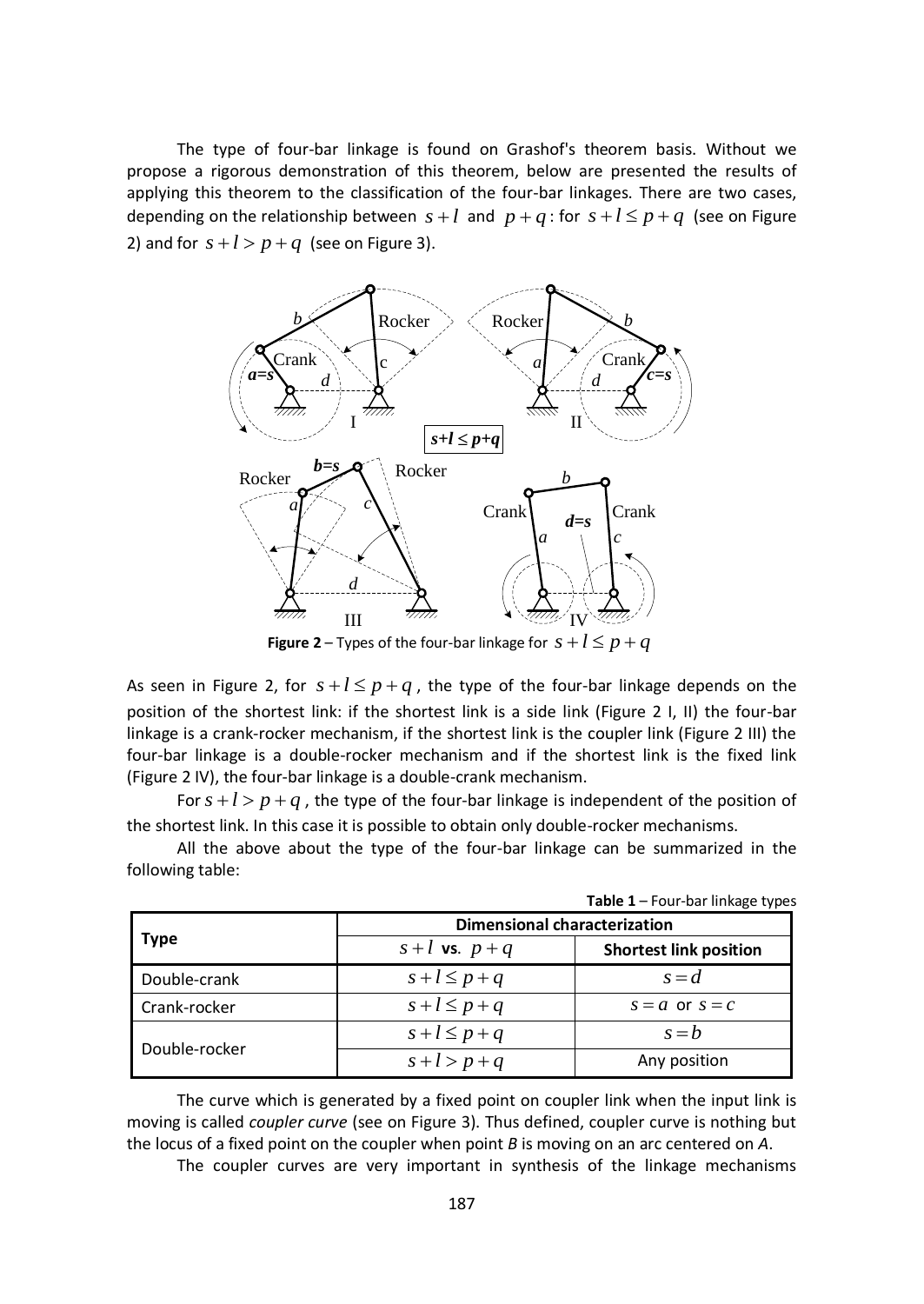The type of four-bar linkage is found on Grashof's theorem basis. Without we propose a rigorous demonstration of this theorem, below are presented the results of applying this theorem to the classification of the four-bar linkages. There are two cases, depending on the relationship between $s+l$ and $p+q$: for $s+l \le p+q$ (see on Figure 2) and for $s+l > p+q$ (see on Figure 3).

**Figure 2** – Types of the four-bar linkage for $s+l \le p+q$

As seen in Figure 2, for $s+l \le p+q$, the type of the four-bar linkage depends on the position of the shortest link: if the shortest link is a side link (Figure 2 I, II) the four-bar linkage is a crank-rocker mechanism, if the shortest link is the coupler link (Figure 2 III) the four-bar linkage is a double-rocker mechanism and if the shortest link is the fixed link (Figure 2 IV), the four-bar linkage is a double-crank mechanism.

For $s+l > p+q$, the type of the four-bar linkage is independent of the position of the shortest link. In this case it is possible to obtain only double-rocker mechanisms.

All the above about the type of the four-bar linkage can be summarized in the following table:

**Table 1** – Four-bar linkage types

| Type | Dimensional characterization | |
|---|---|---|
| | $s+l$ vs. $p+q$ | **Shortest link position** |
| Double-crank | $s+l \le p+q$ | $s=d$ |
| Crank-rocker | $s+l \le p+q$ | $s=a$ or $s=c$ |
| Double-rocker | $s+l \le p+q$ | $s=b$ |
| | $s+l > p+q$ | Any position |

The curve which is generated by a fixed point on coupler link when the input link is moving is called *coupler curve* (see on Figure 3). Thus defined, coupler curve is nothing but the locus of a fixed point on the coupler when point *B* is moving on an arc centered on *A*.

The coupler curves are very important in synthesis of the linkage mechanisms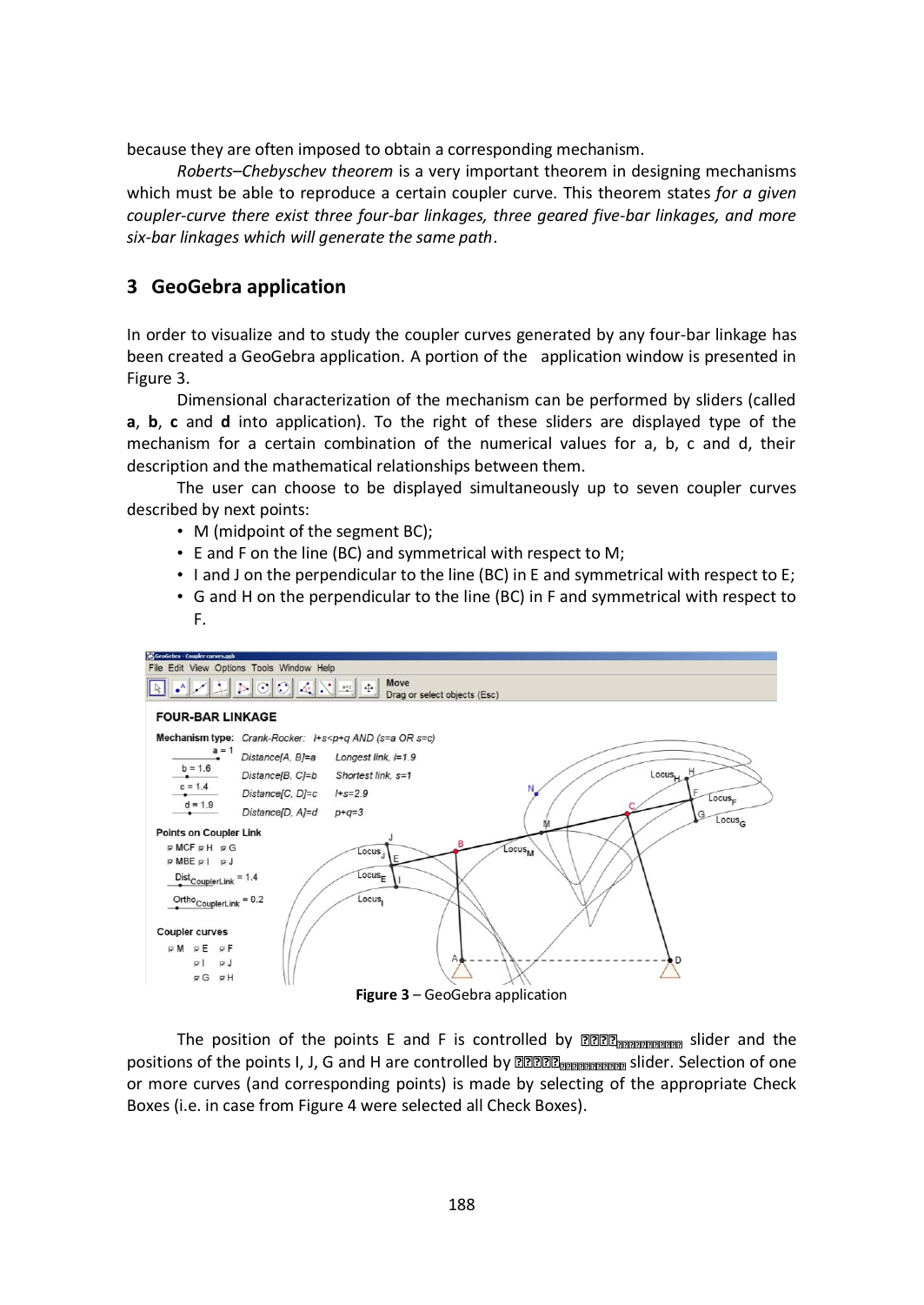because they are often imposed to obtain a corresponding mechanism.

*Roberts–Chebyschev theorem* is a very important theorem in designing mechanisms which must be able to reproduce a certain coupler curve. This theorem states *for a given coupler-curve there exist three four-bar linkages, three geared five-bar linkages, and more six-bar linkages which will generate the same path*.

## 3 GeoGebra application

In order to visualize and to study the coupler curves generated by any four-bar linkage has been created a GeoGebra application. A portion of the application window is presented in Figure 3.

Dimensional characterization of the mechanism can be performed by sliders (called **a**, **b**, **c** and **d** into application). To the right of these sliders are displayed type of the mechanism for a certain combination of the numerical values for a, b, c and d, their description and the mathematical relationships between them.

The user can choose to be displayed simultaneously up to seven coupler curves described by next points:

- M (midpoint of the segment BC);
- E and F on the line (BC) and symmetrical with respect to M;
- I and J on the perpendicular to the line (BC) in E and symmetrical with respect to E;
- G and H on the perpendicular to the line (BC) in F and symmetrical with respect to F.

**Figure 3** – GeoGebra application

The position of the points E and F is controlled by $Dist_{CouplerLink}$ slider and the positions of the points I, J, G and H are controlled by $Ortho_{CouplerLink}$ slider. Selection of one or more curves (and corresponding points) is made by selecting of the appropriate Check Boxes (i.e. in case from Figure 4 were selected all Check Boxes).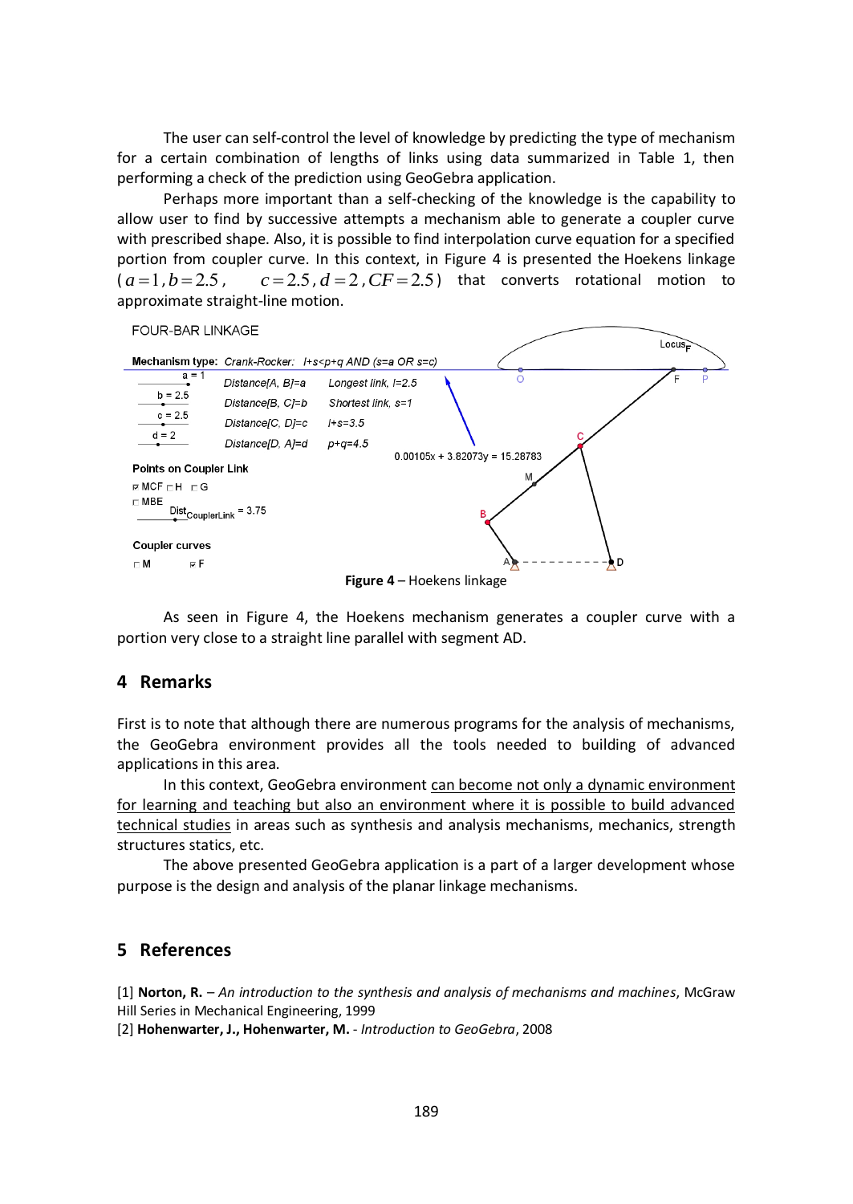The user can self-control the level of knowledge by predicting the type of mechanism for a certain combination of lengths of links using data summarized in Table 1, then performing a check of the prediction using GeoGebra application.

Perhaps more important than a self-checking of the knowledge is the capability to allow user to find by successive attempts a mechanism able to generate a coupler curve with prescribed shape. Also, it is possible to find interpolation curve equation for a specified portion from coupler curve. In this context, in Figure 4 is presented the Hoekens linkage ($a=1, b=2.5$, $c=2.5, d=2, CF=2.5$) that converts rotational motion to approximate straight-line motion.

FOUR-BAR LINKAGE

Mechanism type: Crank-Rocker: l+s<p+q AND (s=a OR s=c)

a = 1
b = 2.5
c = 2.5
d = 2

Distance[A, B]=a
Distance[B, C]=b
Distance[C, D]=c
Distance[D, A]=d

Longest link, l=2.5
Shortest link, s=1
l+s=3.5
p+q=4.5

0.00105x + 3.82073y = 15.28783

Points on Coupler Link
MCF H G
MBE
Dist$_{CouplerLink}$ = 3.75

Coupler curves
M F

Locus$_F$
O F P C M B A D

**Figure 4** – Hoekens linkage

As seen in Figure 4, the Hoekens mechanism generates a coupler curve with a portion very close to a straight line parallel with segment AD.

## 4 Remarks

First is to note that although there are numerous programs for the analysis of mechanisms, the GeoGebra environment provides all the tools needed to building of advanced applications in this area.

In this context, GeoGebra environment can become not only a dynamic environment for learning and teaching but also an environment where it is possible to build advanced technical studies in areas such as synthesis and analysis mechanisms, mechanics, strength structures statics, etc.

The above presented GeoGebra application is a part of a larger development whose purpose is the design and analysis of the planar linkage mechanisms.

## 5 References

[1] **Norton, R.** – *An introduction to the synthesis and analysis of mechanisms and machines*, McGraw Hill Series in Mechanical Engineering, 1999

[2] **Hohenwarter, J., Hohenwarter, M.** - *Introduction to GeoGebra*, 2008